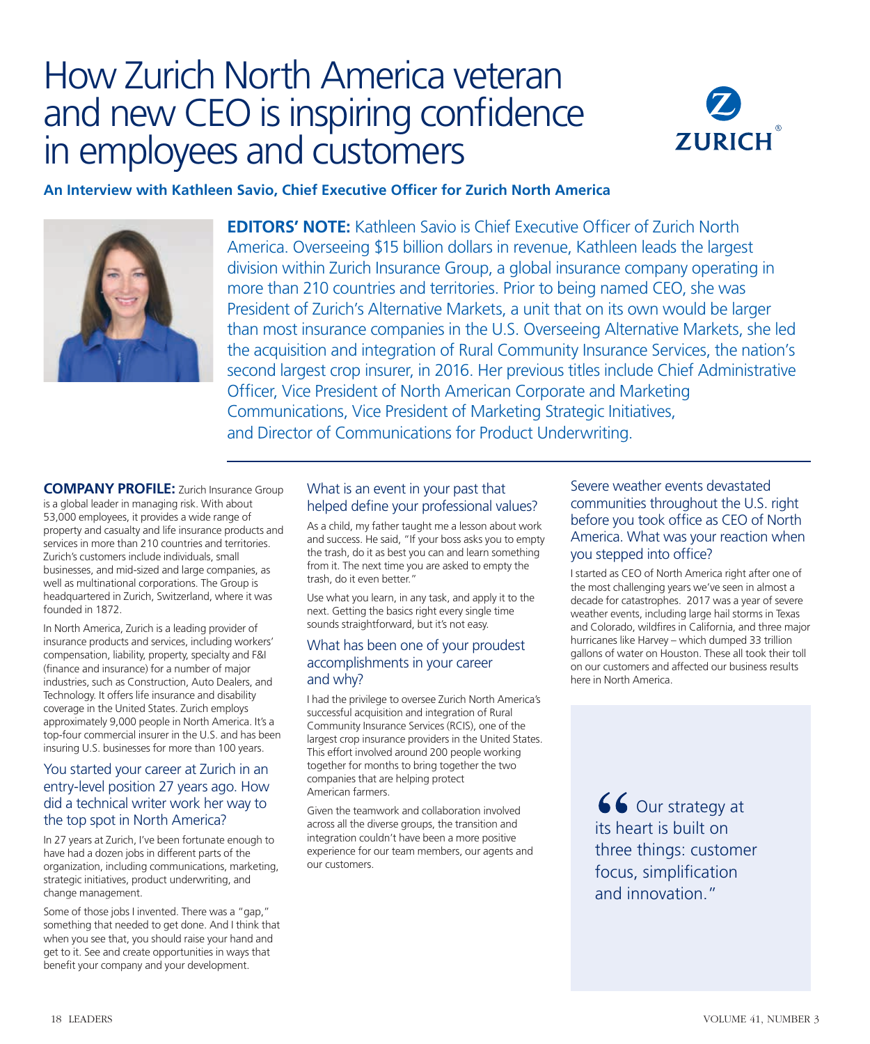# How Zurich North America veteran and new CEO is inspiring confidence in employees and customers

**An Interview with Kathleen Savio, Chief Executive Officer for Zurich North America**

**EDITORS' NOTE:** Kathleen Savio is Chief Executive Officer of Zurich North America. Overseeing $15 billion dollars in revenue, Kathleen leads the largest division within Zurich Insurance Group, a global insurance company operating in more than 210 countries and territories. Prior to being named CEO, she was President of Zurich's Alternative Markets, a unit that on its own would be larger than most insurance companies in the U.S. Overseeing Alternative Markets, she led the acquisition and integration of Rural Community Insurance Services, the nation's second largest crop insurer, in 2016. Her previous titles include Chief Administrative Officer, Vice President of North American Corporate and Marketing Communications, Vice President of Marketing Strategic Initiatives, and Director of Communications for Product Underwriting.

**COMPANY PROFILE:** Zurich Insurance Group is a global leader in managing risk. With about 53,000 employees, it provides a wide range of property and casualty and life insurance products and services in more than 210 countries and territories. Zurich's customers include individuals, small businesses, and mid-sized and large companies, as well as multinational corporations. The Group is headquartered in Zurich, Switzerland, where it was founded in 1872.

In North America, Zurich is a leading provider of insurance products and services, including workers' compensation, liability, property, specialty and F&I (finance and insurance) for a number of major industries, such as Construction, Auto Dealers, and Technology. It offers life insurance and disability coverage in the United States. Zurich employs approximately 9,000 people in North America. It's a top-four commercial insurer in the U.S. and has been insuring U.S. businesses for more than 100 years.

### You started your career at Zurich in an entry-level position 27 years ago. How did a technical writer work her way to the top spot in North America?

In 27 years at Zurich, I've been fortunate enough to have had a dozen jobs in different parts of the organization, including communications, marketing, strategic initiatives, product underwriting, and change management.

Some of those jobs I invented. There was a "gap," something that needed to get done. And I think that when you see that, you should raise your hand and get to it. See and create opportunities in ways that benefit your company and your development.

### What is an event in your past that helped define your professional values?

As a child, my father taught me a lesson about work and success. He said, "If your boss asks you to empty the trash, do it as best you can and learn something from it. The next time you are asked to empty the trash, do it even better."

Use what you learn, in any task, and apply it to the next. Getting the basics right every single time sounds straightforward, but it's not easy.

### What has been one of your proudest accomplishments in your career and why?

I had the privilege to oversee Zurich North America's successful acquisition and integration of Rural Community Insurance Services (RCIS), one of the largest crop insurance providers in the United States. This effort involved around 200 people working together for months to bring together the two companies that are helping protect American farmers.

Given the teamwork and collaboration involved across all the diverse groups, the transition and integration couldn't have been a more positive experience for our team members, our agents and our customers.

### Severe weather events devastated communities throughout the U.S. right before you took office as CEO of North America. What was your reaction when you stepped into office?

I started as CEO of North America right after one of the most challenging years we've seen in almost a decade for catastrophes. 2017 was a year of severe weather events, including large hail storms in Texas and Colorado, wildfires in California, and three major hurricanes like Harvey – which dumped 33 trillion gallons of water on Houston. These all took their toll on our customers and affected our business results here in North America.

> "Our strategy at its heart is built on three things: customer focus, simplification and innovation."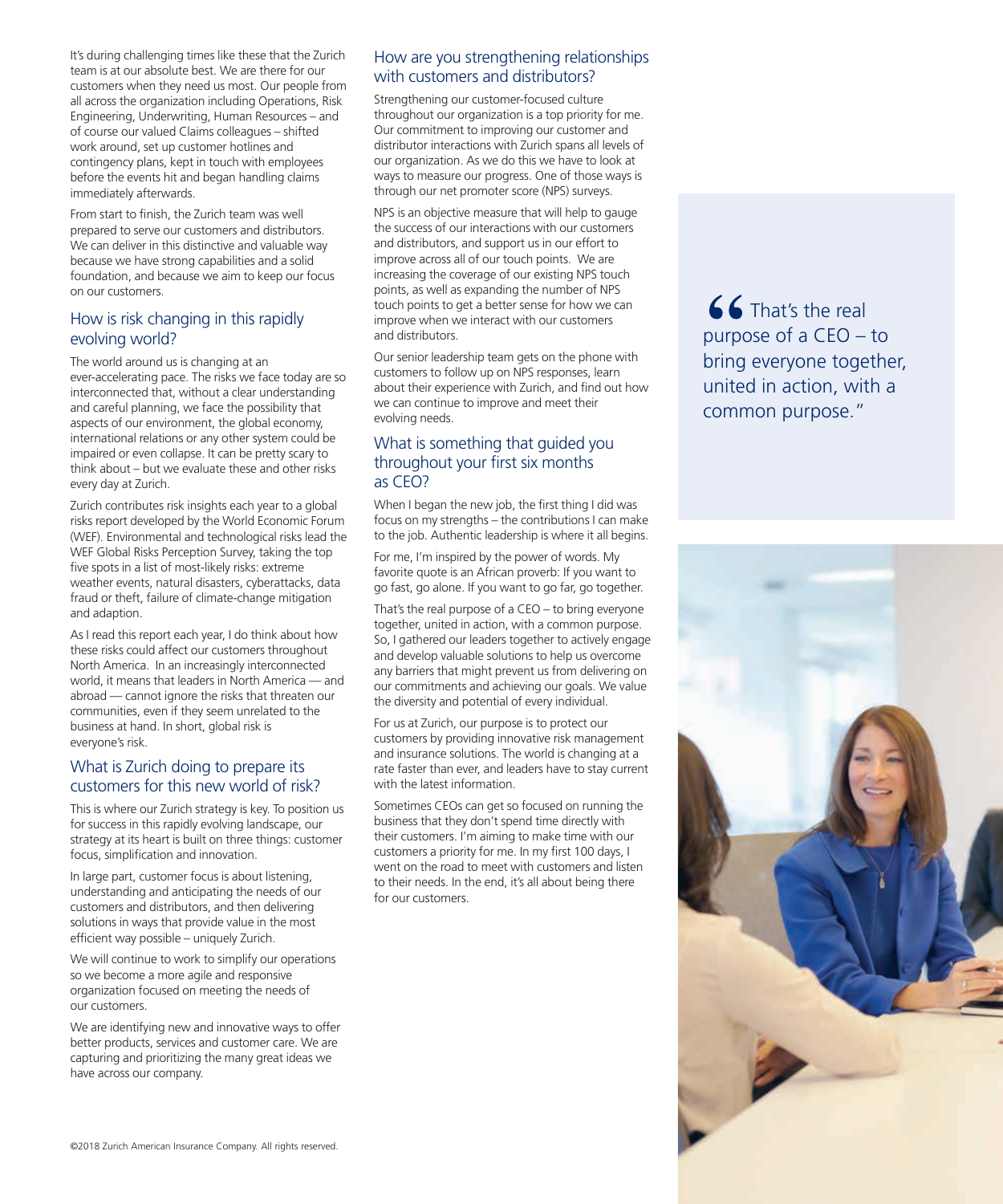It's during challenging times like these that the Zurich team is at our absolute best. We are there for our customers when they need us most. Our people from all across the organization including Operations, Risk Engineering, Underwriting, Human Resources – and of course our valued Claims colleagues – shifted work around, set up customer hotlines and contingency plans, kept in touch with employees before the events hit and began handling claims immediately afterwards.

From start to finish, the Zurich team was well prepared to serve our customers and distributors. We can deliver in this distinctive and valuable way because we have strong capabilities and a solid foundation, and because we aim to keep our focus on our customers.

## How is risk changing in this rapidly evolving world?

The world around us is changing at an ever-accelerating pace. The risks we face today are so interconnected that, without a clear understanding and careful planning, we face the possibility that aspects of our environment, the global economy, international relations or any other system could be impaired or even collapse. It can be pretty scary to think about – but we evaluate these and other risks every day at Zurich.

Zurich contributes risk insights each year to a global risks report developed by the World Economic Forum (WEF). Environmental and technological risks lead the WEF Global Risks Perception Survey, taking the top five spots in a list of most-likely risks: extreme weather events, natural disasters, cyberattacks, data fraud or theft, failure of climate-change mitigation and adaption.

As I read this report each year, I do think about how these risks could affect our customers throughout North America. In an increasingly interconnected world, it means that leaders in North America — and abroad — cannot ignore the risks that threaten our communities, even if they seem unrelated to the business at hand. In short, global risk is everyone's risk.

## What is Zurich doing to prepare its customers for this new world of risk?

This is where our Zurich strategy is key. To position us for success in this rapidly evolving landscape, our strategy at its heart is built on three things: customer focus, simplification and innovation.

In large part, customer focus is about listening, understanding and anticipating the needs of our customers and distributors, and then delivering solutions in ways that provide value in the most efficient way possible – uniquely Zurich.

We will continue to work to simplify our operations so we become a more agile and responsive organization focused on meeting the needs of our customers.

We are identifying new and innovative ways to offer better products, services and customer care. We are capturing and prioritizing the many great ideas we have across our company.

## How are you strengthening relationships with customers and distributors?

Strengthening our customer-focused culture throughout our organization is a top priority for me. Our commitment to improving our customer and distributor interactions with Zurich spans all levels of our organization. As we do this we have to look at ways to measure our progress. One of those ways is through our net promoter score (NPS) surveys.

NPS is an objective measure that will help to gauge the success of our interactions with our customers and distributors, and support us in our effort to improve across all of our touch points. We are increasing the coverage of our existing NPS touch points, as well as expanding the number of NPS touch points to get a better sense for how we can improve when we interact with our customers and distributors.

Our senior leadership team gets on the phone with customers to follow up on NPS responses, learn about their experience with Zurich, and find out how we can continue to improve and meet their evolving needs.

## What is something that guided you throughout your first six months as CEO?

When I began the new job, the first thing I did was focus on my strengths – the contributions I can make to the job. Authentic leadership is where it all begins.

For me, I'm inspired by the power of words. My favorite quote is an African proverb: If you want to go fast, go alone. If you want to go far, go together.

That's the real purpose of a CEO – to bring everyone together, united in action, with a common purpose. So, I gathered our leaders together to actively engage and develop valuable solutions to help us overcome any barriers that might prevent us from delivering on our commitments and achieving our goals. We value the diversity and potential of every individual.

For us at Zurich, our purpose is to protect our customers by providing innovative risk management and insurance solutions. The world is changing at a rate faster than ever, and leaders have to stay current with the latest information.

Sometimes CEOs can get so focused on running the business that they don't spend time directly with their customers. I'm aiming to make time with our customers a priority for me. In my first 100 days, I went on the road to meet with customers and listen to their needs. In the end, it's all about being there for our customers.

> "That's the real purpose of a CEO – to bring everyone together, united in action, with a common purpose."

©2018 Zurich American Insurance Company. All rights reserved.